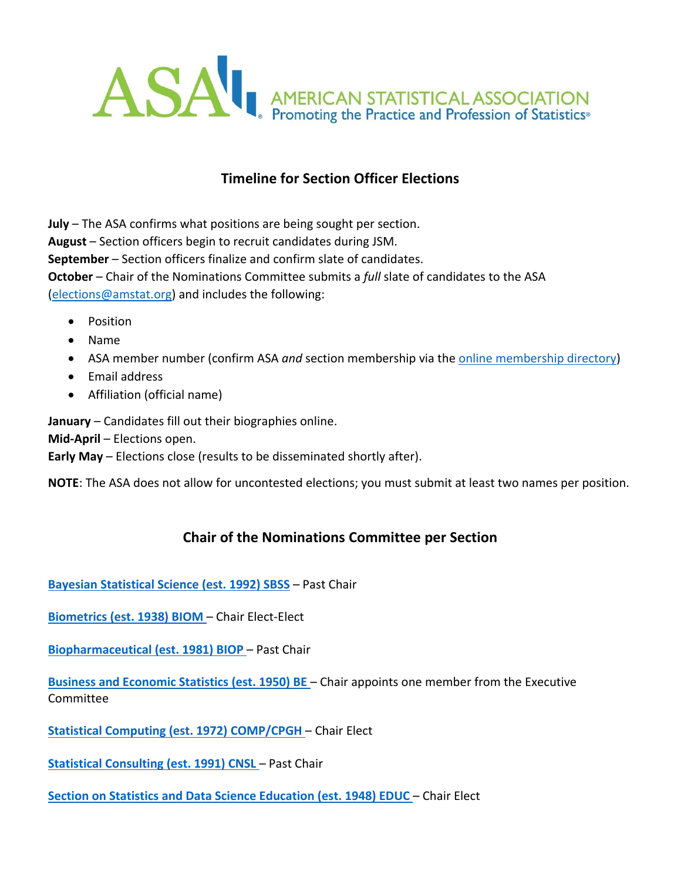AMERICAN STATISTICAL ASSOCIATION
Promoting the Practice and Profession of Statistics®

## Timeline for Section Officer Elections

**July** – The ASA confirms what positions are being sought per section.
**August** – Section officers begin to recruit candidates during JSM.
**September** – Section officers finalize and confirm slate of candidates.
**October** – Chair of the Nominations Committee submits a *full* slate of candidates to the ASA (elections@amstat.org) and includes the following:

- Position
- Name
- ASA member number (confirm ASA *and* section membership via the online membership directory)
- Email address
- Affiliation (official name)

**January** – Candidates fill out their biographies online.
**Mid-April** – Elections open.
**Early May** – Elections close (results to be disseminated shortly after).

**NOTE**: The ASA does not allow for uncontested elections; you must submit at least two names per position.

## Chair of the Nominations Committee per Section

**Bayesian Statistical Science (est. 1992) SBSS** – Past Chair

**Biometrics (est. 1938) BIOM** – Chair Elect-Elect

**Biopharmaceutical (est. 1981) BIOP** – Past Chair

**Business and Economic Statistics (est. 1950) BE** – Chair appoints one member from the Executive Committee

**Statistical Computing (est. 1972) COMP/CPGH** – Chair Elect

**Statistical Consulting (est. 1991) CNSL** – Past Chair

**Section on Statistics and Data Science Education (est. 1948) EDUC** – Chair Elect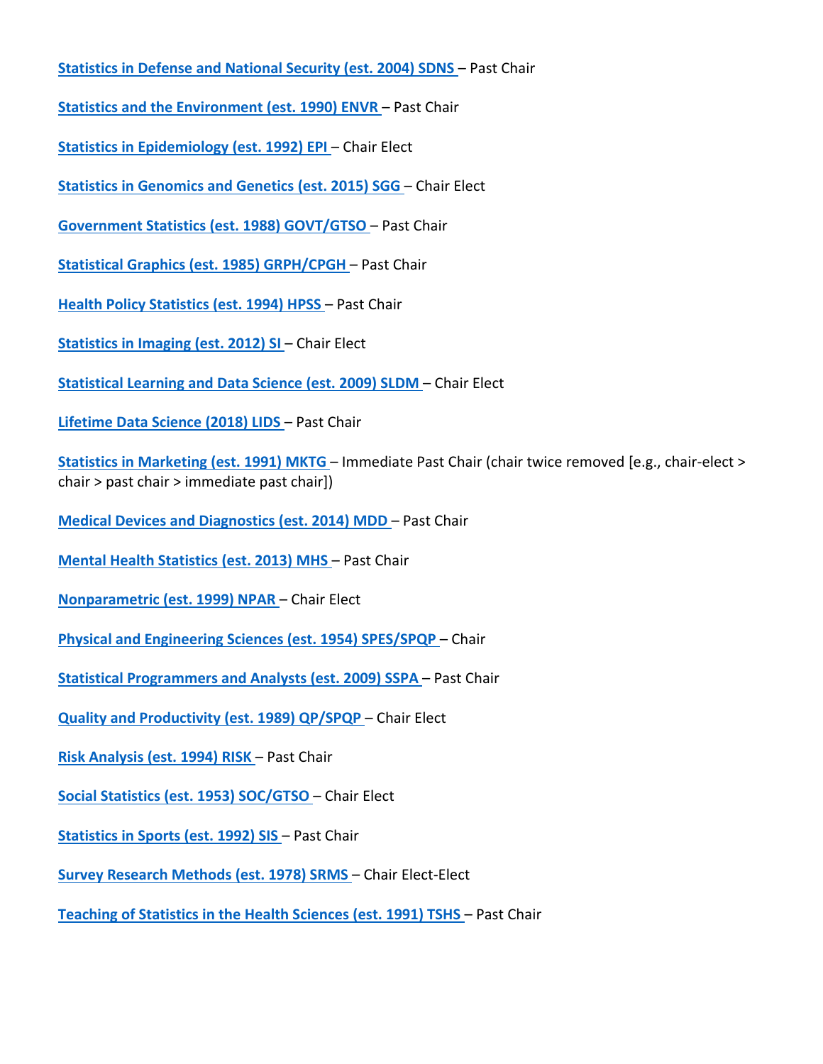**Statistics in Defense and National Security (est. 2004) SDNS** – Past Chair

**Statistics and the Environment (est. 1990) ENVR** – Past Chair

**Statistics in Epidemiology (est. 1992) EPI** – Chair Elect

**Statistics in Genomics and Genetics (est. 2015) SGG** – Chair Elect

**Government Statistics (est. 1988) GOVT/GTSO** – Past Chair

**Statistical Graphics (est. 1985) GRPH/CPGH** – Past Chair

**Health Policy Statistics (est. 1994) HPSS** – Past Chair

**Statistics in Imaging (est. 2012) SI** – Chair Elect

**Statistical Learning and Data Science (est. 2009) SLDM** – Chair Elect

**Lifetime Data Science (2018) LIDS** – Past Chair

**Statistics in Marketing (est. 1991) MKTG** – Immediate Past Chair (chair twice removed [e.g., chair-elect > chair > past chair > immediate past chair])

**Medical Devices and Diagnostics (est. 2014) MDD** – Past Chair

**Mental Health Statistics (est. 2013) MHS** – Past Chair

**Nonparametric (est. 1999) NPAR** – Chair Elect

**Physical and Engineering Sciences (est. 1954) SPES/SPQP** – Chair

**Statistical Programmers and Analysts (est. 2009) SSPA** – Past Chair

**Quality and Productivity (est. 1989) QP/SPQP** – Chair Elect

**Risk Analysis (est. 1994) RISK** – Past Chair

**Social Statistics (est. 1953) SOC/GTSO** – Chair Elect

**Statistics in Sports (est. 1992) SIS** – Past Chair

**Survey Research Methods (est. 1978) SRMS** – Chair Elect-Elect

**Teaching of Statistics in the Health Sciences (est. 1991) TSHS** – Past Chair